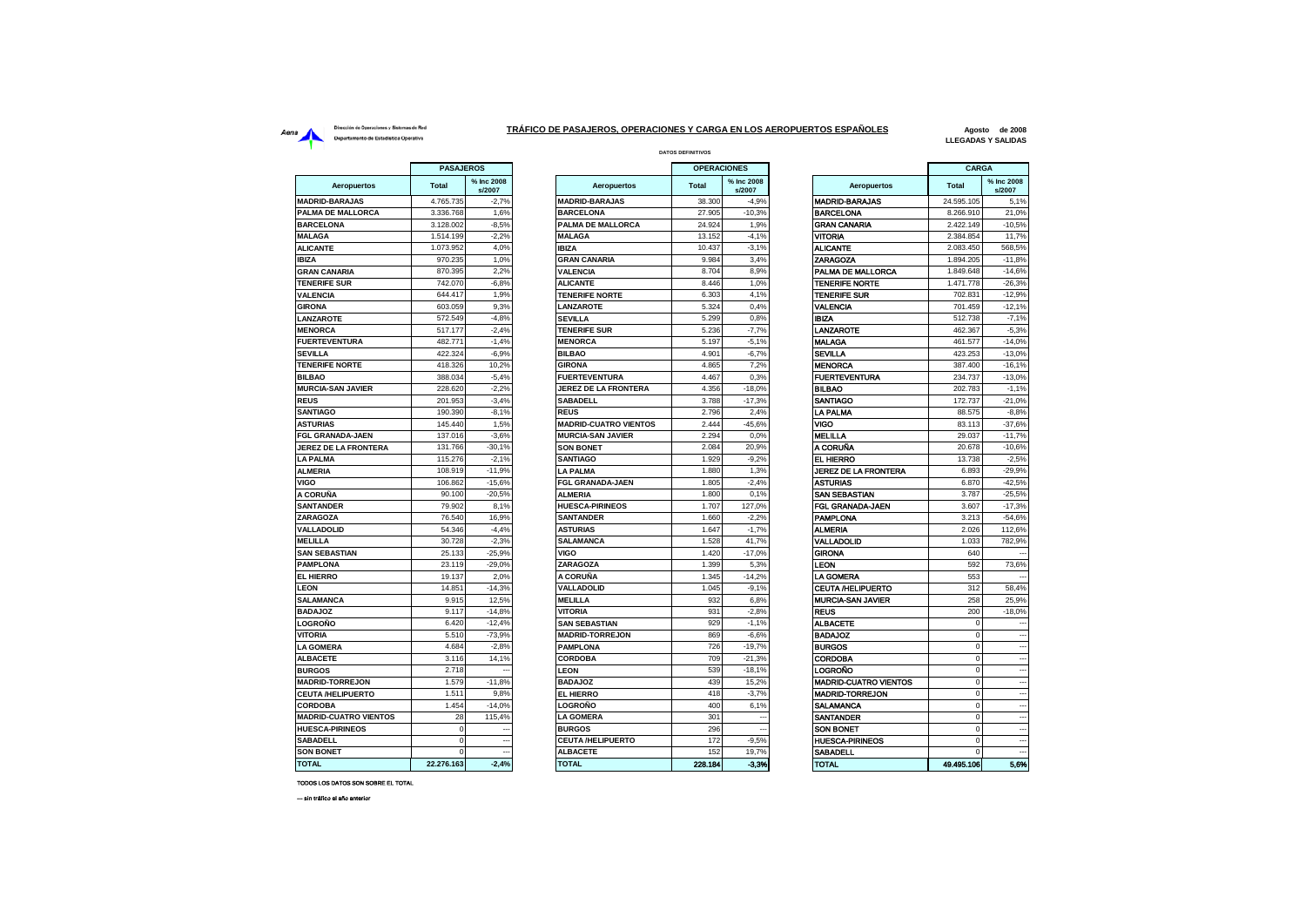Aena — Dirección de Operaciones y Sistemas de Red — Departamento de Estadística Operativa

## TRÁFICO DE PASAJEROS, OPERACIONES Y CARGA EN LOS AEROPUERTOS ESPAÑOLES

**Agosto de 2008**
**LLEGADAS Y SALIDAS**

DATOS DEFINITIVOS

| PASAJEROS | | |
|---|---|---|
| **Aeropuertos** | **Total** | **% Inc 2008 s/2007** |
| MADRID-BARAJAS | 4.765.735 | -2,7% |
| PALMA DE MALLORCA | 3.336.768 | 1,6% |
| BARCELONA | 3.128.002 | -8,5% |
| MALAGA | 1.514.199 | -2,2% |
| ALICANTE | 1.073.952 | 4,0% |
| IBIZA | 970.235 | 1,0% |
| GRAN CANARIA | 870.395 | 2,2% |
| TENERIFE SUR | 742.070 | -6,8% |
| VALENCIA | 644.417 | 1,9% |
| GIRONA | 603.059 | 9,3% |
| LANZAROTE | 572.549 | -4,8% |
| MENORCA | 517.177 | -2,4% |
| FUERTEVENTURA | 482.771 | -1,4% |
| SEVILLA | 422.324 | -6,9% |
| TENERIFE NORTE | 418.326 | 10,2% |
| BILBAO | 388.034 | -5,4% |
| MURCIA-SAN JAVIER | 228.620 | -2,2% |
| REUS | 201.953 | -3,4% |
| SANTIAGO | 190.390 | -8,1% |
| ASTURIAS | 145.440 | 1,5% |
| FGL GRANADA-JAEN | 137.016 | -3,6% |
| JEREZ DE LA FRONTERA | 131.766 | -30,1% |
| LA PALMA | 115.276 | -2,1% |
| ALMERIA | 108.919 | -11,9% |
| VIGO | 106.862 | -15,6% |
| A CORUÑA | 90.100 | -20,5% |
| SANTANDER | 79.902 | 8,1% |
| ZARAGOZA | 76.540 | 16,9% |
| VALLADOLID | 54.346 | -4,4% |
| MELILLA | 30.728 | -2,3% |
| SAN SEBASTIAN | 25.133 | -25,9% |
| PAMPLONA | 23.119 | -29,0% |
| EL HIERRO | 19.137 | 2,0% |
| LEON | 14.851 | -14,3% |
| SALAMANCA | 9.915 | 12,5% |
| BADAJOZ | 9.117 | -14,8% |
| LOGROÑO | 6.420 | -12,4% |
| VITORIA | 5.510 | -73,9% |
| LA GOMERA | 4.684 | -2,8% |
| ALBACETE | 3.116 | 14,1% |
| BURGOS | 2.718 | --- |
| MADRID-TORREJON | 1.579 | -11,8% |
| CEUTA /HELIPUERTO | 1.511 | 9,8% |
| CORDOBA | 1.454 | -14,0% |
| MADRID-CUATRO VIENTOS | 28 | 115,4% |
| HUESCA-PIRINEOS | 0 | --- |
| SABADELL | 0 | --- |
| SON BONET | 0 | --- |
| **TOTAL** | **22.276.163** | **-2,4%** |

| OPERACIONES | | |
|---|---|---|
| **Aeropuertos** | **Total** | **% Inc 2008 s/2007** |
| MADRID-BARAJAS | 38.300 | -4,9% |
| BARCELONA | 27.905 | -10,3% |
| PALMA DE MALLORCA | 24.924 | 1,9% |
| MALAGA | 13.152 | -4,1% |
| IBIZA | 10.437 | -3,1% |
| GRAN CANARIA | 9.984 | 3,4% |
| VALENCIA | 8.704 | 8,9% |
| ALICANTE | 8.446 | 1,0% |
| TENERIFE NORTE | 6.303 | 4,1% |
| LANZAROTE | 5.324 | 0,4% |
| SEVILLA | 5.299 | 0,8% |
| TENERIFE SUR | 5.236 | -7,7% |
| MENORCA | 5.197 | -5,1% |
| BILBAO | 4.901 | -6,7% |
| GIRONA | 4.865 | 7,2% |
| FUERTEVENTURA | 4.467 | 0,3% |
| JEREZ DE LA FRONTERA | 4.356 | -18,0% |
| SABADELL | 3.788 | -17,3% |
| REUS | 2.796 | 2,4% |
| MADRID-CUATRO VIENTOS | 2.444 | -45,6% |
| MURCIA-SAN JAVIER | 2.294 | 0,0% |
| SON BONET | 2.084 | 20,9% |
| SANTIAGO | 1.929 | -9,2% |
| LA PALMA | 1.880 | 1,3% |
| FGL GRANADA-JAEN | 1.805 | -2,4% |
| ALMERIA | 1.800 | 0,1% |
| HUESCA-PIRINEOS | 1.707 | 127,0% |
| SANTANDER | 1.660 | -2,2% |
| ASTURIAS | 1.647 | -1,7% |
| SALAMANCA | 1.528 | 41,7% |
| VIGO | 1.420 | -17,0% |
| ZARAGOZA | 1.399 | 5,3% |
| A CORUÑA | 1.345 | -14,2% |
| VALLADOLID | 1.045 | -9,1% |
| MELILLA | 932 | 6,8% |
| VITORIA | 931 | -2,8% |
| SAN SEBASTIAN | 929 | -1,1% |
| MADRID-TORREJON | 869 | -6,6% |
| PAMPLONA | 726 | -19,7% |
| CORDOBA | 709 | -21,3% |
| LEON | 539 | -18,1% |
| BADAJOZ | 439 | 15,2% |
| EL HIERRO | 418 | -3,7% |
| LOGROÑO | 400 | 6,1% |
| LA GOMERA | 301 | --- |
| BURGOS | 296 | --- |
| CEUTA /HELIPUERTO | 172 | -9,5% |
| ALBACETE | 152 | 19,7% |
| **TOTAL** | **228.184** | **-3,3%** |

| CARGA | | |
|---|---|---|
| **Aeropuertos** | **Total** | **% Inc 2008 s/2007** |
| MADRID-BARAJAS | 24.595.105 | 5,1% |
| BARCELONA | 8.266.910 | 21,0% |
| GRAN CANARIA | 2.422.149 | -10,5% |
| VITORIA | 2.384.854 | 11,7% |
| ALICANTE | 2.083.450 | 568,5% |
| ZARAGOZA | 1.894.205 | -11,8% |
| PALMA DE MALLORCA | 1.849.648 | -14,6% |
| TENERIFE NORTE | 1.471.778 | -26,3% |
| TENERIFE SUR | 702.831 | -12,9% |
| VALENCIA | 701.459 | -12,1% |
| IBIZA | 512.738 | -7,1% |
| LANZAROTE | 462.367 | -5,3% |
| MALAGA | 461.577 | -14,0% |
| SEVILLA | 423.253 | -13,0% |
| MENORCA | 387.400 | -16,1% |
| FUERTEVENTURA | 234.737 | -13,0% |
| BILBAO | 202.783 | -1,1% |
| SANTIAGO | 172.737 | -21,0% |
| LA PALMA | 88.575 | -8,8% |
| VIGO | 83.113 | -37,6% |
| MELILLA | 29.037 | -11,7% |
| A CORUÑA | 20.678 | -10,6% |
| EL HIERRO | 13.738 | -2,5% |
| JEREZ DE LA FRONTERA | 6.893 | -29,9% |
| ASTURIAS | 6.870 | -42,5% |
| SAN SEBASTIAN | 3.787 | -25,5% |
| FGL GRANADA-JAEN | 3.607 | -17,3% |
| PAMPLONA | 3.213 | -54,6% |
| ALMERIA | 2.026 | 112,6% |
| VALLADOLID | 1.033 | 782,9% |
| GIRONA | 640 | --- |
| LEON | 592 | 73,6% |
| LA GOMERA | 553 | --- |
| CEUTA /HELIPUERTO | 312 | 58,4% |
| MURCIA-SAN JAVIER | 258 | 25,9% |
| REUS | 200 | -18,0% |
| ALBACETE | 0 | --- |
| BADAJOZ | 0 | --- |
| BURGOS | 0 | --- |
| CORDOBA | 0 | --- |
| LOGROÑO | 0 | --- |
| MADRID-CUATRO VIENTOS | 0 | --- |
| MADRID-TORREJON | 0 | --- |
| SALAMANCA | 0 | --- |
| SANTANDER | 0 | --- |
| SON BONET | 0 | --- |
| HUESCA-PIRINEOS | 0 | --- |
| SABADELL | 0 | --- |
| **TOTAL** | **49.495.106** | **5,6%** |

TODOS LOS DATOS SON SOBRE EL TOTAL

--- sin tráfico el año anterior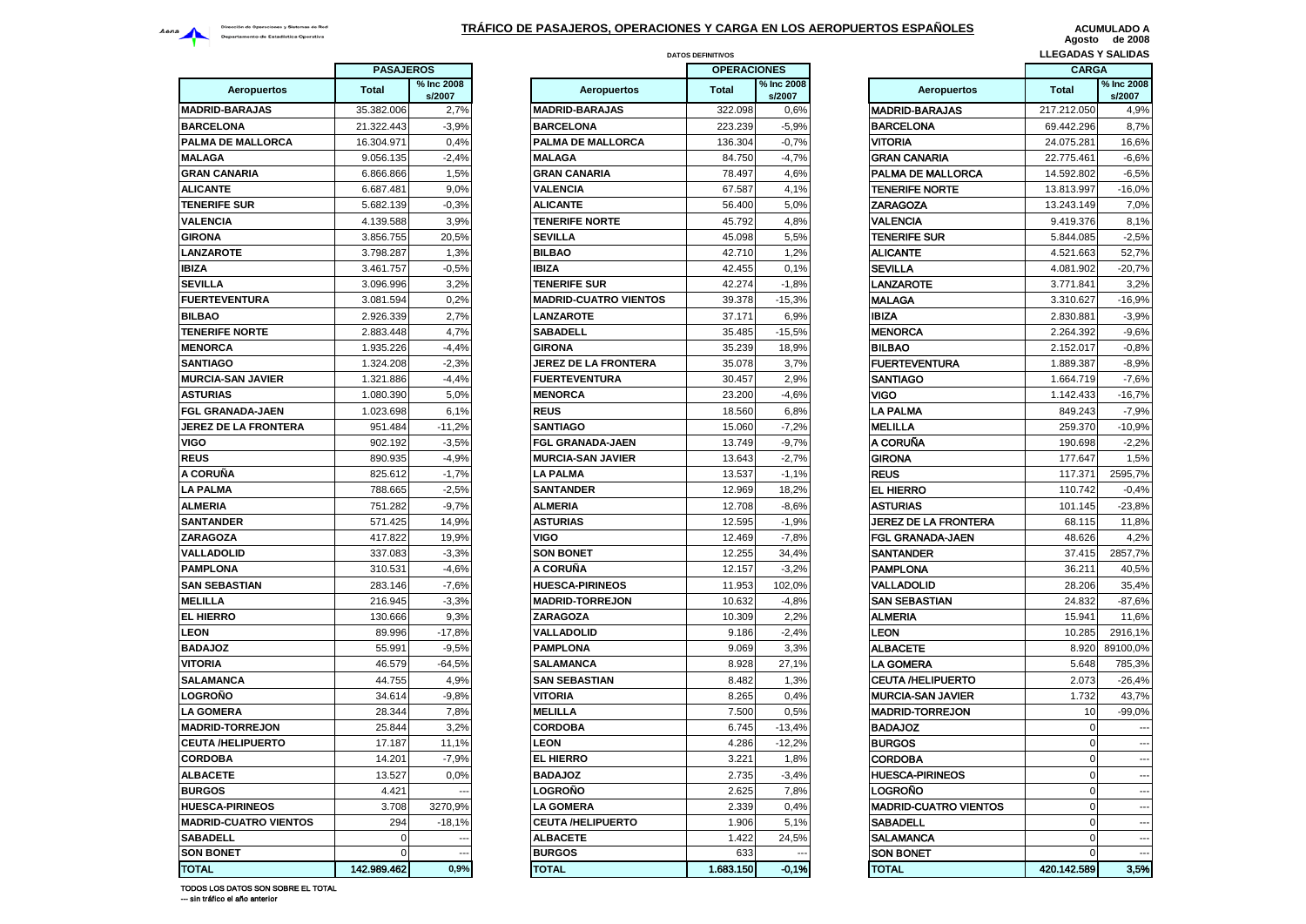Dirección de Operaciones y Sistemas de Red
Departamento de Estadística Operativa

# TRÁFICO DE PASAJEROS, OPERACIONES Y CARGA EN LOS AEROPUERTOS ESPAÑOLES

**ACUMULADO A Agosto de 2008**

DATOS DEFINITIVOS

**LLEGADAS Y SALIDAS**

| PASAJEROS | | |
|---|---|---|
| Aeropuertos | Total | % Inc 2008 s/2007 |
| MADRID-BARAJAS | 35.382.006 | 2,7% |
| BARCELONA | 21.322.443 | -3,9% |
| PALMA DE MALLORCA | 16.304.971 | 0,4% |
| MALAGA | 9.056.135 | -2,4% |
| GRAN CANARIA | 6.866.866 | 1,5% |
| ALICANTE | 6.687.481 | 9,0% |
| TENERIFE SUR | 5.682.139 | -0,3% |
| VALENCIA | 4.139.588 | 3,9% |
| GIRONA | 3.856.755 | 20,5% |
| LANZAROTE | 3.798.287 | 1,3% |
| IBIZA | 3.461.757 | -0,5% |
| SEVILLA | 3.096.996 | 3,2% |
| FUERTEVENTURA | 3.081.594 | 0,2% |
| BILBAO | 2.926.339 | 2,7% |
| TENERIFE NORTE | 2.883.448 | 4,7% |
| MENORCA | 1.935.226 | -4,4% |
| SANTIAGO | 1.324.208 | -2,3% |
| MURCIA-SAN JAVIER | 1.321.886 | -4,4% |
| ASTURIAS | 1.080.390 | 5,0% |
| FGL GRANADA-JAEN | 1.023.698 | 6,1% |
| JEREZ DE LA FRONTERA | 951.484 | -11,2% |
| VIGO | 902.192 | -3,5% |
| REUS | 890.935 | -4,9% |
| A CORUÑA | 825.612 | -1,7% |
| LA PALMA | 788.665 | -2,5% |
| ALMERIA | 751.282 | -9,7% |
| SANTANDER | 571.425 | 14,9% |
| ZARAGOZA | 417.822 | 19,9% |
| VALLADOLID | 337.083 | -3,3% |
| PAMPLONA | 310.531 | -4,6% |
| SAN SEBASTIAN | 283.146 | -7,6% |
| MELILLA | 216.945 | -3,3% |
| EL HIERRO | 130.666 | 9,3% |
| LEON | 89.996 | -17,8% |
| BADAJOZ | 55.991 | -9,5% |
| VITORIA | 46.579 | -64,5% |
| SALAMANCA | 44.755 | 4,9% |
| LOGROÑO | 34.614 | -9,8% |
| LA GOMERA | 28.344 | 7,8% |
| MADRID-TORREJON | 25.844 | 3,2% |
| CEUTA /HELIPUERTO | 17.187 | 11,1% |
| CORDOBA | 14.201 | -7,9% |
| ALBACETE | 13.527 | 0,0% |
| BURGOS | 4.421 | --- |
| HUESCA-PIRINEOS | 3.708 | 3270,9% |
| MADRID-CUATRO VIENTOS | 294 | -18,1% |
| SABADELL | 0 | --- |
| SON BONET | 0 | --- |
| **TOTAL** | **142.989.462** | **0,9%** |

| OPERACIONES | | |
|---|---|---|
| Aeropuertos | Total | % Inc 2008 s/2007 |
| MADRID-BARAJAS | 322.098 | 0,6% |
| BARCELONA | 223.239 | -5,9% |
| PALMA DE MALLORCA | 136.304 | -0,7% |
| MALAGA | 84.750 | -4,7% |
| GRAN CANARIA | 78.497 | 4,6% |
| VALENCIA | 67.587 | 4,1% |
| ALICANTE | 56.400 | 5,0% |
| TENERIFE NORTE | 45.792 | 4,8% |
| SEVILLA | 45.098 | 5,5% |
| BILBAO | 42.710 | 1,2% |
| IBIZA | 42.455 | 0,1% |
| TENERIFE SUR | 42.274 | -1,8% |
| MADRID-CUATRO VIENTOS | 39.378 | -15,3% |
| LANZAROTE | 37.171 | 6,9% |
| SABADELL | 35.485 | -15,5% |
| GIRONA | 35.239 | 18,9% |
| JEREZ DE LA FRONTERA | 35.078 | 3,7% |
| FUERTEVENTURA | 30.457 | 2,9% |
| MENORCA | 23.200 | -4,6% |
| REUS | 18.560 | 6,8% |
| SANTIAGO | 15.060 | -7,2% |
| FGL GRANADA-JAEN | 13.749 | -9,7% |
| MURCIA-SAN JAVIER | 13.643 | -2,7% |
| LA PALMA | 13.537 | -1,1% |
| SANTANDER | 12.969 | 18,2% |
| ALMERIA | 12.708 | -8,6% |
| ASTURIAS | 12.595 | -1,9% |
| VIGO | 12.469 | -7,8% |
| SON BONET | 12.255 | 34,4% |
| A CORUÑA | 12.157 | -3,2% |
| HUESCA-PIRINEOS | 11.953 | 102,0% |
| MADRID-TORREJON | 10.632 | -4,8% |
| ZARAGOZA | 10.309 | 2,2% |
| VALLADOLID | 9.186 | -2,4% |
| PAMPLONA | 9.069 | 3,3% |
| SALAMANCA | 8.928 | 27,1% |
| SAN SEBASTIAN | 8.482 | 1,3% |
| VITORIA | 8.265 | 0,4% |
| MELILLA | 7.500 | 0,5% |
| CORDOBA | 6.745 | -13,4% |
| LEON | 4.286 | -12,2% |
| EL HIERRO | 3.221 | 1,8% |
| BADAJOZ | 2.735 | -3,4% |
| LOGROÑO | 2.625 | 7,8% |
| LA GOMERA | 2.339 | 0,4% |
| CEUTA /HELIPUERTO | 1.906 | 5,1% |
| ALBACETE | 1.422 | 24,5% |
| BURGOS | 633 | --- |
| **TOTAL** | **1.683.150** | **-0,1%** |

| CARGA | | |
|---|---|---|
| Aeropuertos | Total | % Inc 2008 s/2007 |
| MADRID-BARAJAS | 217.212.050 | 4,9% |
| BARCELONA | 69.442.296 | 8,7% |
| VITORIA | 24.075.281 | 16,6% |
| GRAN CANARIA | 22.775.461 | -6,6% |
| PALMA DE MALLORCA | 14.592.802 | -6,5% |
| TENERIFE NORTE | 13.813.997 | -16,0% |
| ZARAGOZA | 13.243.149 | 7,0% |
| VALENCIA | 9.419.376 | 8,1% |
| TENERIFE SUR | 5.844.085 | -2,5% |
| ALICANTE | 4.521.663 | 52,7% |
| SEVILLA | 4.081.902 | -20,7% |
| LANZAROTE | 3.771.841 | 3,2% |
| MALAGA | 3.310.627 | -16,9% |
| IBIZA | 2.830.881 | -3,9% |
| MENORCA | 2.264.392 | -9,6% |
| BILBAO | 2.152.017 | -0,8% |
| FUERTEVENTURA | 1.889.387 | -8,9% |
| SANTIAGO | 1.664.719 | -7,6% |
| VIGO | 1.142.433 | -16,7% |
| LA PALMA | 849.243 | -7,9% |
| MELILLA | 259.370 | -10,9% |
| A CORUÑA | 190.698 | -2,2% |
| GIRONA | 177.647 | 1,5% |
| REUS | 117.371 | 2595,7% |
| EL HIERRO | 110.742 | -0,4% |
| ASTURIAS | 101.145 | -23,8% |
| JEREZ DE LA FRONTERA | 68.115 | 11,8% |
| FGL GRANADA-JAEN | 48.626 | 4,2% |
| SANTANDER | 37.415 | 2857,7% |
| PAMPLONA | 36.211 | 40,5% |
| VALLADOLID | 28.206 | 35,4% |
| SAN SEBASTIAN | 24.832 | -87,6% |
| ALMERIA | 15.941 | 11,6% |
| LEON | 10.285 | 2916,1% |
| ALBACETE | 8.920 | 89100,0% |
| LA GOMERA | 5.648 | 785,3% |
| CEUTA /HELIPUERTO | 2.073 | -26,4% |
| MURCIA-SAN JAVIER | 1.732 | 43,7% |
| MADRID-TORREJON | 10 | -99,0% |
| BADAJOZ | 0 | --- |
| BURGOS | 0 | --- |
| CORDOBA | 0 | --- |
| HUESCA-PIRINEOS | 0 | --- |
| LOGROÑO | 0 | --- |
| MADRID-CUATRO VIENTOS | 0 | --- |
| SABADELL | 0 | --- |
| SALAMANCA | 0 | --- |
| SON BONET | 0 | --- |
| **TOTAL** | **420.142.589** | **3,5%** |

TODOS LOS DATOS SON SOBRE EL TOTAL
--- sin tráfico el año anterior